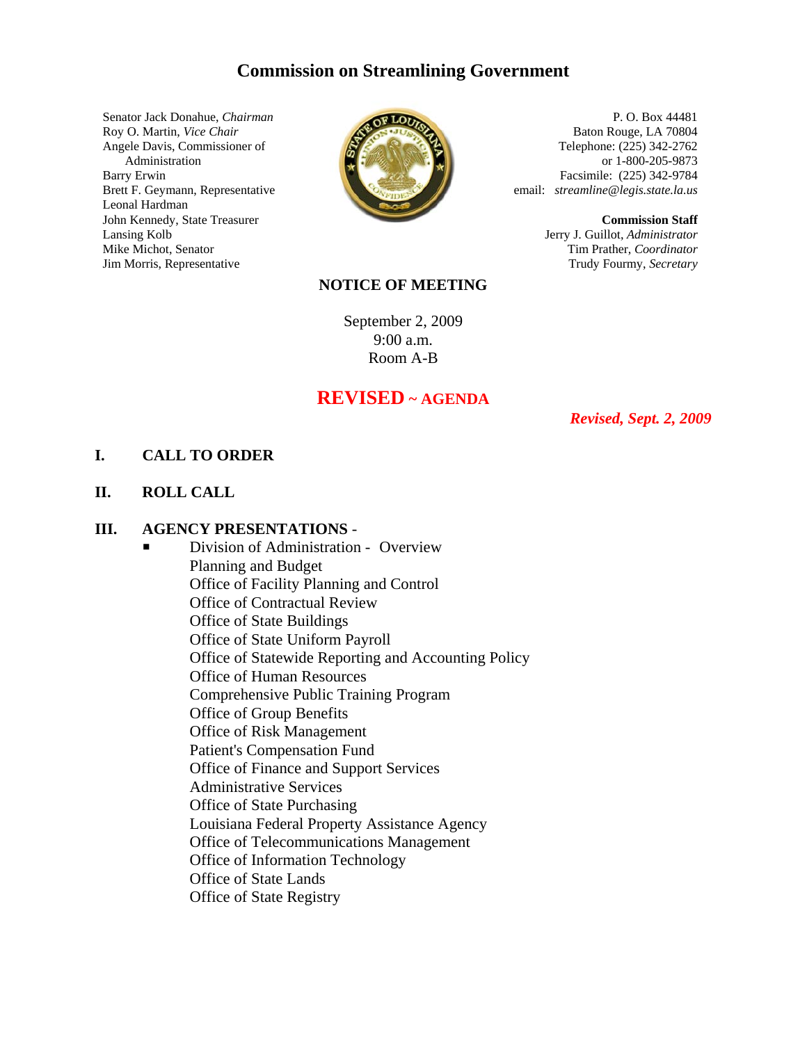# Commission on Streamlining Government

Senator Jack Donahue, *Chairman*
Roy O. Martin, *Vice Chair*
Angele Davis, Commissioner of Administration
Barry Erwin
Brett F. Geymann, Representative
Leonal Hardman
John Kennedy, State Treasurer
Lansing Kolb
Mike Michot, Senator
Jim Morris, Representative

P. O. Box 44481
Baton Rouge, LA 70804
Telephone: (225) 342-2762
or 1-800-205-9873
Facsimile: (225) 342-9784
email: *streamline@legis.state.la.us*

**Commission Staff**
Jerry J. Guillot, *Administrator*
Tim Prather, *Coordinator*
Trudy Fourmy, *Secretary*

## NOTICE OF MEETING

September 2, 2009
9:00 a.m.
Room A-B

## REVISED ~ AGENDA

***Revised, Sept. 2, 2009***

**I. CALL TO ORDER**

**II. ROLL CALL**

**III. AGENCY PRESENTATIONS -**

- Division of Administration - Overview
  Planning and Budget
  Office of Facility Planning and Control
  Office of Contractual Review
  Office of State Buildings
  Office of State Uniform Payroll
  Office of Statewide Reporting and Accounting Policy
  Office of Human Resources
  Comprehensive Public Training Program
  Office of Group Benefits
  Office of Risk Management
  Patient's Compensation Fund
  Office of Finance and Support Services
  Administrative Services
  Office of State Purchasing
  Louisiana Federal Property Assistance Agency
  Office of Telecommunications Management
  Office of Information Technology
  Office of State Lands
  Office of State Registry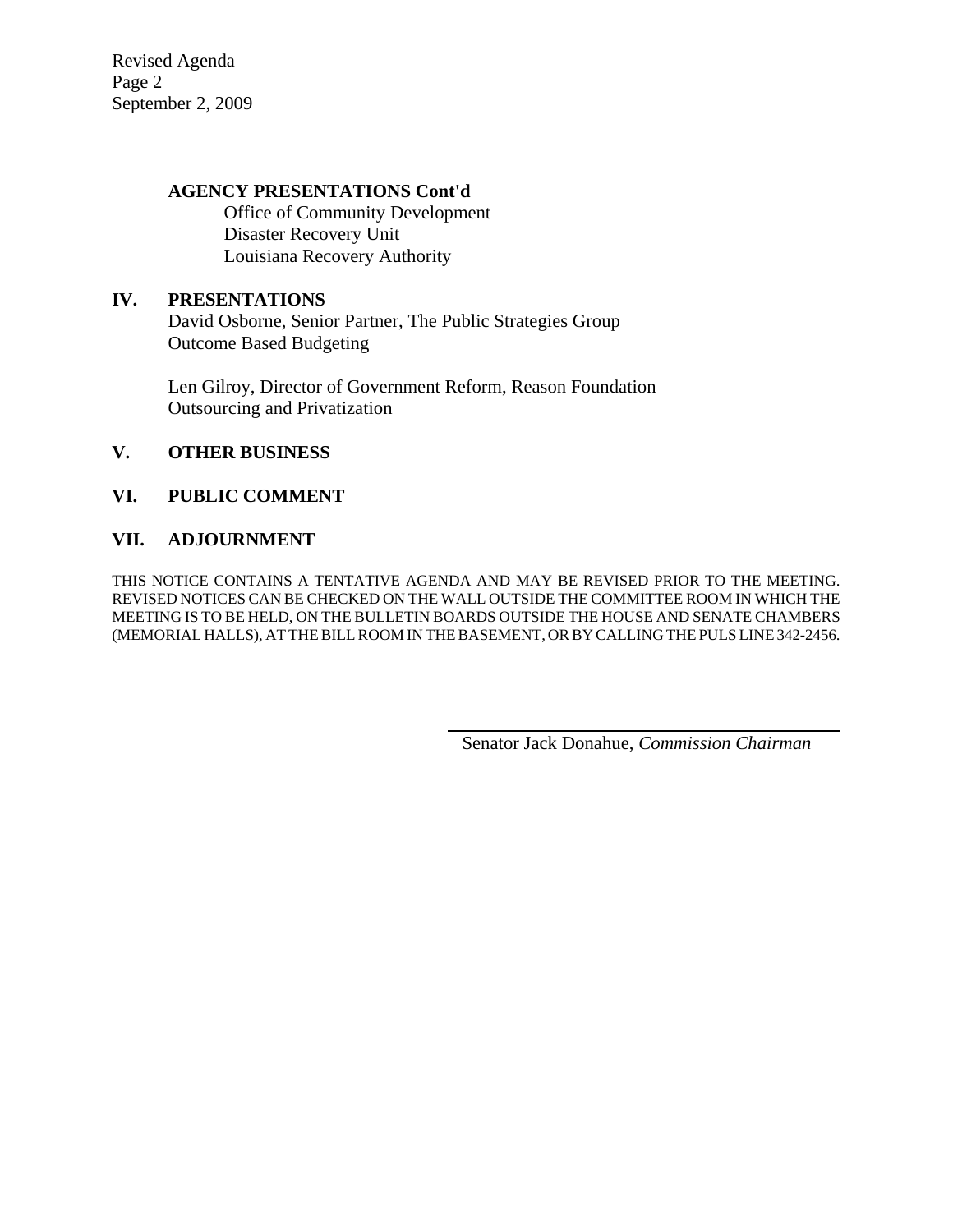**AGENCY PRESENTATIONS Cont'd**

Office of Community Development
Disaster Recovery Unit
Louisiana Recovery Authority

**IV. PRESENTATIONS**

David Osborne, Senior Partner, The Public Strategies Group
Outcome Based Budgeting

Len Gilroy, Director of Government Reform, Reason Foundation
Outsourcing and Privatization

**V. OTHER BUSINESS**

**VI. PUBLIC COMMENT**

**VII. ADJOURNMENT**

THIS NOTICE CONTAINS A TENTATIVE AGENDA AND MAY BE REVISED PRIOR TO THE MEETING. REVISED NOTICES CAN BE CHECKED ON THE WALL OUTSIDE THE COMMITTEE ROOM IN WHICH THE MEETING IS TO BE HELD, ON THE BULLETIN BOARDS OUTSIDE THE HOUSE AND SENATE CHAMBERS (MEMORIAL HALLS), AT THE BILL ROOM IN THE BASEMENT, OR BY CALLING THE PULS LINE 342-2456.

Senator Jack Donahue, *Commission Chairman*